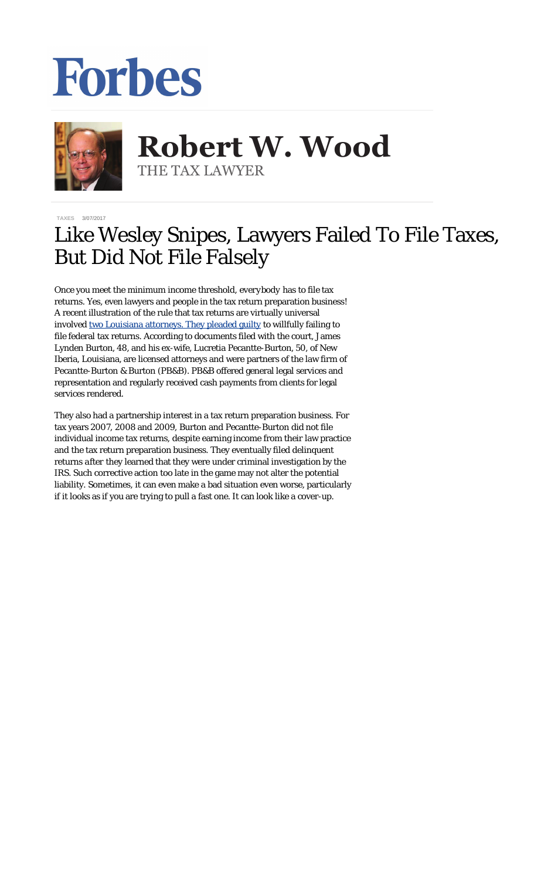Forbes

**Robert W. Wood**
THE TAX LAWYER

TAXES 3/07/2017

# Like Wesley Snipes, Lawyers Failed To File Taxes, But Did Not File Falsely

Once you meet the minimum income threshold, everybody has to file tax returns. Yes, even lawyers and people in the tax return preparation business! A recent illustration of the rule that tax returns are virtually universal involved [two Louisiana attorneys. They pleaded guilty](#) to willfully failing to file federal tax returns. According to documents filed with the court, James Lynden Burton, 48, and his ex-wife, Lucretia Pecantte-Burton, 50, of New Iberia, Louisiana, are licensed attorneys and were partners of the law firm of Pecantte-Burton & Burton (PB&B). PB&B offered general legal services and representation and regularly received cash payments from clients for legal services rendered.

They also had a partnership interest in a tax return preparation business. For tax years 2007, 2008 and 2009, Burton and Pecantte-Burton did not file individual income tax returns, despite earning income from their law practice and the tax return preparation business. They eventually filed delinquent returns *after* they learned that they were under criminal investigation by the IRS. Such corrective action too late in the game may not alter the potential liability. Sometimes, it can even make a bad situation even worse, particularly if it looks as if you are trying to pull a fast one. It can look like a cover-up.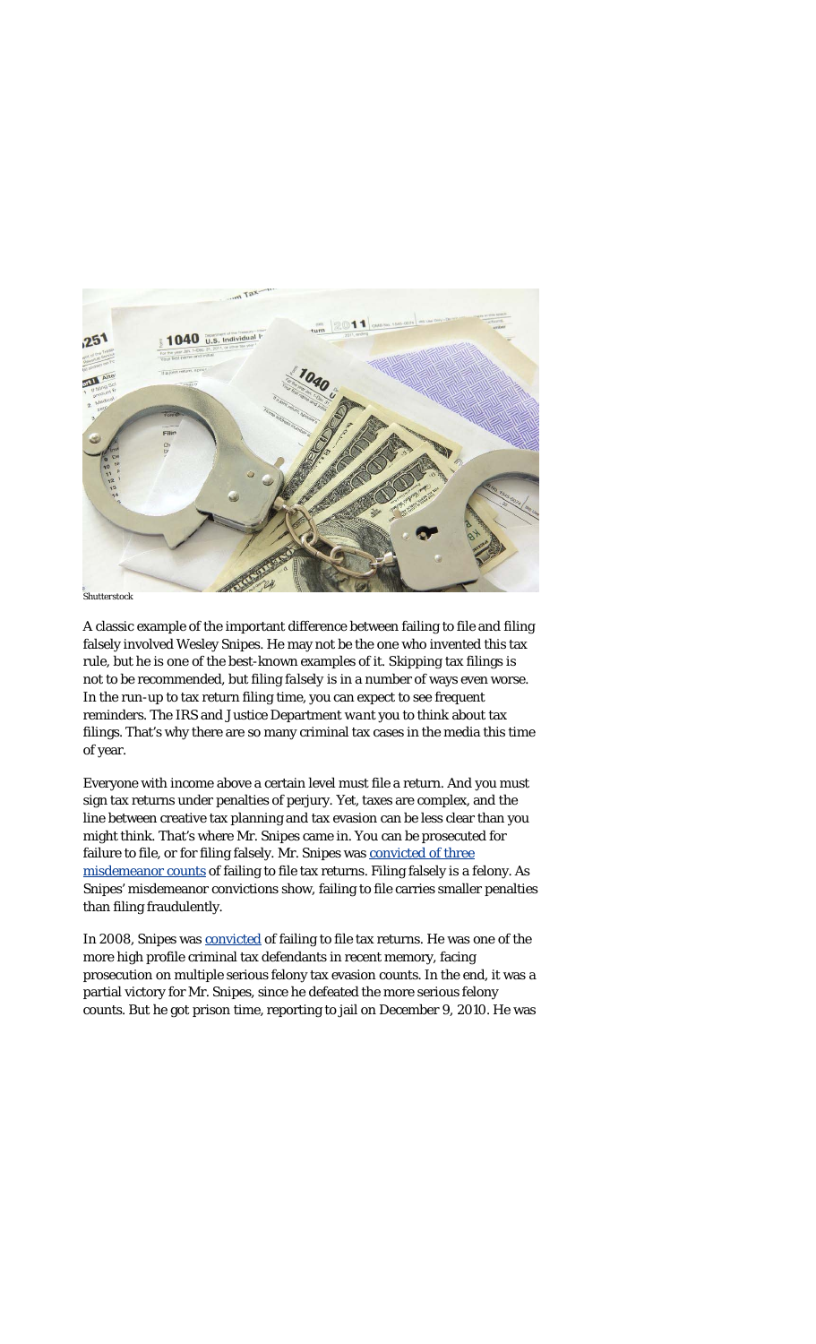Shutterstock

A classic example of the important difference between failing to file and filing falsely involved Wesley Snipes. He may not be the one who invented this tax rule, but he is one of the best-known examples of it. Skipping tax filings is not to be recommended, but filing *falsely* is in a number of ways even worse. In the run-up to tax return filing time, you can expect to see frequent reminders. The IRS and Justice Department *want* you to think about tax filings. That's why there are so many criminal tax cases in the media this time of year.

Everyone with income above a certain level must file a return. And you must sign tax returns under penalties of perjury. Yet, taxes are complex, and the line between creative tax planning and tax evasion can be less clear than you might think. That's where Mr. Snipes came in. You can be prosecuted for failure to file, or for filing falsely. Mr. Snipes was [convicted of three misdemeanor counts](#) of failing to file tax returns. Filing falsely is a felony. As Snipes' misdemeanor convictions show, failing to file carries smaller penalties than filing fraudulently.

In 2008, Snipes was [convicted](#) of failing to file tax returns. He was one of the more high profile criminal tax defendants in recent memory, facing prosecution on multiple serious felony tax evasion counts. In the end, it was a partial victory for Mr. Snipes, since he defeated the more serious felony counts. But he got prison time, reporting to jail on December 9, 2010. He was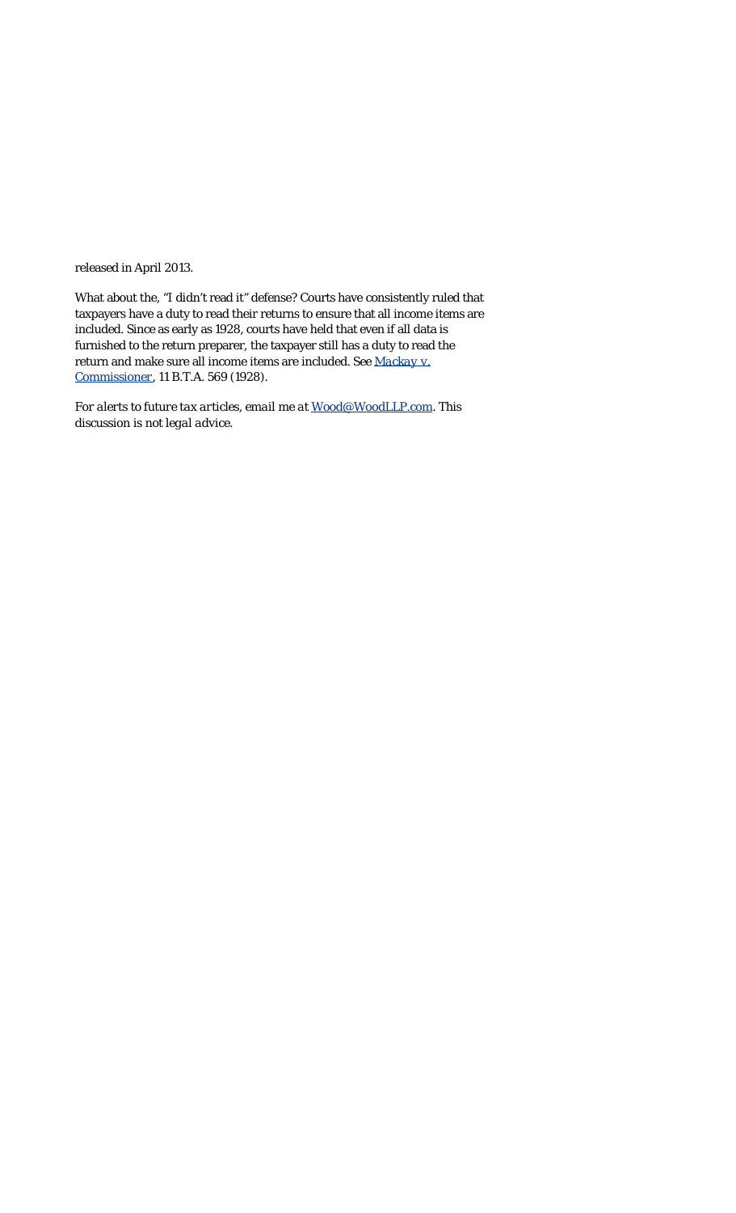released in April 2013.

What about the, "I didn't read it" defense? Courts have consistently ruled that taxpayers have a duty to read their returns to ensure that all income items are included. Since as early as 1928, courts have held that even if all data is furnished to the return preparer, the taxpayer still has a duty to read the return and make sure all income items are included. See Mackay v. Commissioner, 11 B.T.A. 569 (1928).

*For alerts to future tax articles, email me at* Wood@WoodLLP.com*. This discussion is not legal advice.*